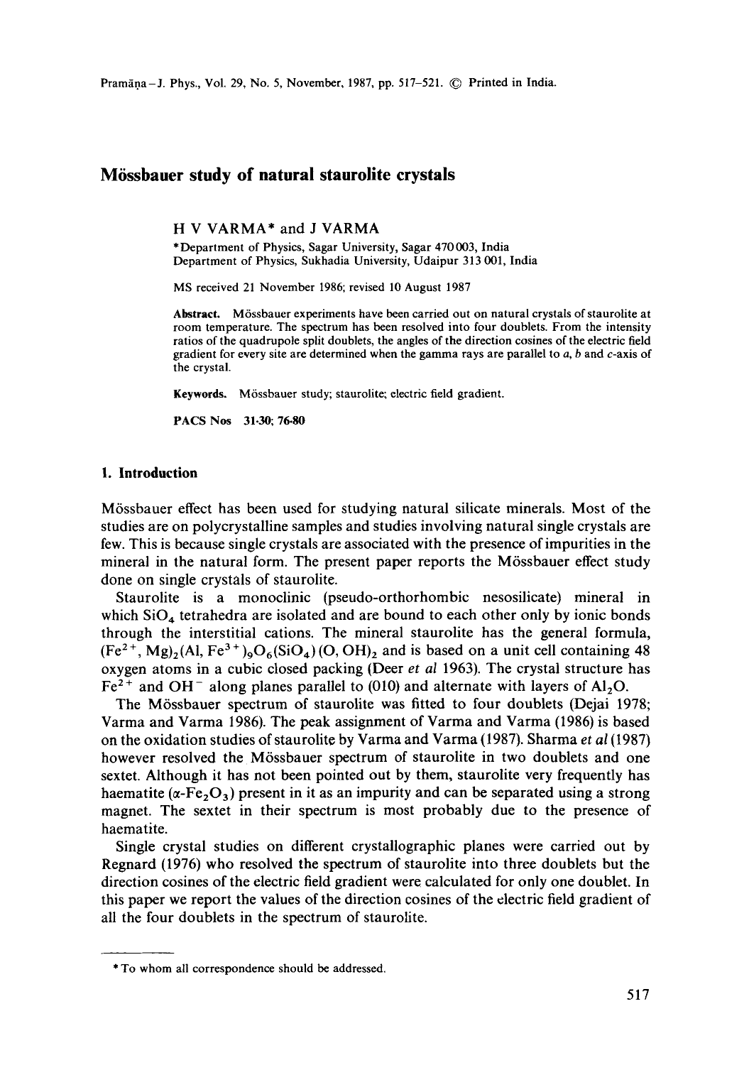# Mössbauer study of natural staurolite crystals

H V VARMA* and J VARMA

*Department of Physics, Sagar University, Sagar 470 003, India
Department of Physics, Sukhadia University, Udaipur 313 001, India

MS received 21 November 1986; revised 10 August 1987

**Abstract.** Mössbauer experiments have been carried out on natural crystals of staurolite at room temperature. The spectrum has been resolved into four doublets. From the intensity ratios of the quadrupole split doublets, the angles of the direction cosines of the electric field gradient for every site are determined when the gamma rays are parallel to *a*, *b* and *c*-axis of the crystal.

**Keywords.** Mössbauer study; staurolite; electric field gradient.

**PACS Nos** 31·30; 76·80

## 1. Introduction

Mössbauer effect has been used for studying natural silicate minerals. Most of the studies are on polycrystalline samples and studies involving natural single crystals are few. This is because single crystals are associated with the presence of impurities in the mineral in the natural form. The present paper reports the Mössbauer effect study done on single crystals of staurolite.

Staurolite is a monoclinic (pseudo-orthorhombic nesosilicate) mineral in which $SiO_4$ tetrahedra are isolated and are bound to each other only by ionic bonds through the interstitial cations. The mineral staurolite has the general formula, $(Fe^{2+}, Mg)_2(Al, Fe^{3+})_9O_6(SiO_4)(O, OH)_2$ and is based on a unit cell containing 48 oxygen atoms in a cubic closed packing (Deer *et al* 1963). The crystal structure has $Fe^{2+}$ and $OH^-$ along planes parallel to (010) and alternate with layers of $Al_2O$.

The Mössbauer spectrum of staurolite was fitted to four doublets (Dejai 1978; Varma and Varma 1986). The peak assignment of Varma and Varma (1986) is based on the oxidation studies of staurolite by Varma and Varma (1987). Sharma *et al* (1987) however resolved the Mössbauer spectrum of staurolite in two doublets and one sextet. Although it has not been pointed out by them, staurolite very frequently has haematite ($\alpha$-$Fe_2O_3$) present in it as an impurity and can be separated using a strong magnet. The sextet in their spectrum is most probably due to the presence of haematite.

Single crystal studies on different crystallographic planes were carried out by Regnard (1976) who resolved the spectrum of staurolite into three doublets but the direction cosines of the electric field gradient were calculated for only one doublet. In this paper we report the values of the direction cosines of the electric field gradient of all the four doublets in the spectrum of staurolite.

---

* To whom all correspondence should be addressed.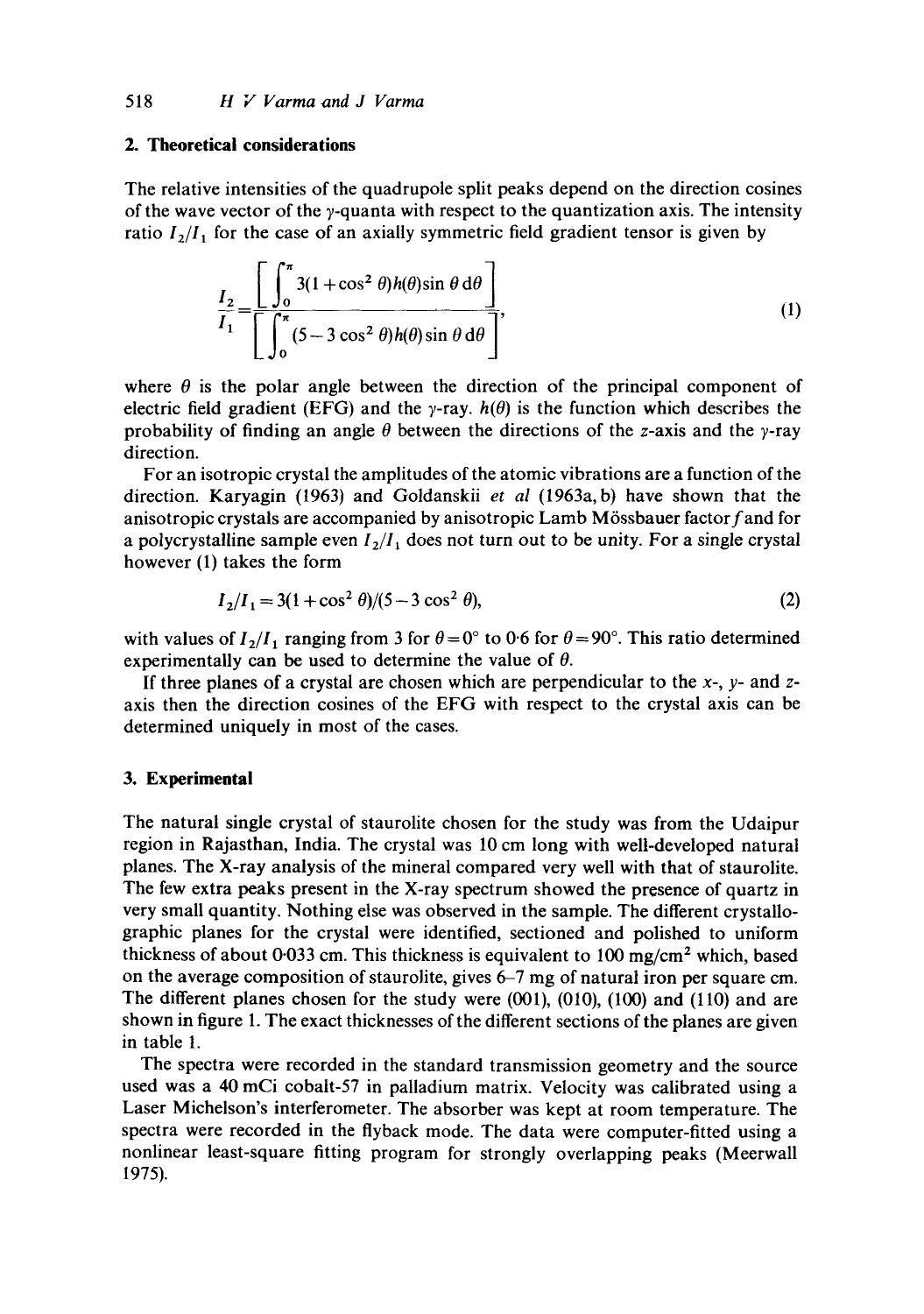## 2. Theoretical considerations

The relative intensities of the quadrupole split peaks depend on the direction cosines of the wave vector of the $\gamma$-quanta with respect to the quantization axis. The intensity ratio $I_2/I_1$ for the case of an axially symmetric field gradient tensor is given by

$$\frac{I_2}{I_1}=\frac{\left[\int_0^\pi 3(1+\cos^2\theta)h(\theta)\sin\theta\,\mathrm{d}\theta\right]}{\left[\int_0^\pi (5-3\cos^2\theta)h(\theta)\sin\theta\,\mathrm{d}\theta\right]}, \tag{1}$$

where $\theta$ is the polar angle between the direction of the principal component of electric field gradient (EFG) and the $\gamma$-ray. $h(\theta)$ is the function which describes the probability of finding an angle $\theta$ between the directions of the $z$-axis and the $\gamma$-ray direction.

For an isotropic crystal the amplitudes of the atomic vibrations are a function of the direction. Karyagin (1963) and Goldanskii *et al* (1963a, b) have shown that the anisotropic crystals are accompanied by anisotropic Lamb Mössbauer factor $f$ and for a polycrystalline sample even $I_2/I_1$ does not turn out to be unity. For a single crystal however (1) takes the form

$$I_2/I_1=3(1+\cos^2\theta)/(5-3\cos^2\theta), \tag{2}$$

with values of $I_2/I_1$ ranging from 3 for $\theta=0°$ to 0·6 for $\theta=90°$. This ratio determined experimentally can be used to determine the value of $\theta$.

If three planes of a crystal are chosen which are perpendicular to the $x$-, $y$- and $z$-axis then the direction cosines of the EFG with respect to the crystal axis can be determined uniquely in most of the cases.

## 3. Experimental

The natural single crystal of staurolite chosen for the study was from the Udaipur region in Rajasthan, India. The crystal was 10 cm long with well-developed natural planes. The X-ray analysis of the mineral compared very well with that of staurolite. The few extra peaks present in the X-ray spectrum showed the presence of quartz in very small quantity. Nothing else was observed in the sample. The different crystallographic planes for the crystal were identified, sectioned and polished to uniform thickness of about 0·033 cm. This thickness is equivalent to 100 mg/cm$^2$ which, based on the average composition of staurolite, gives 6–7 mg of natural iron per square cm. The different planes chosen for the study were (001), (010), (100) and (110) and are shown in figure 1. The exact thicknesses of the different sections of the planes are given in table 1.

The spectra were recorded in the standard transmission geometry and the source used was a 40 mCi cobalt-57 in palladium matrix. Velocity was calibrated using a Laser Michelson's interferometer. The absorber was kept at room temperature. The spectra were recorded in the flyback mode. The data were computer-fitted using a nonlinear least-square fitting program for strongly overlapping peaks (Meerwall 1975).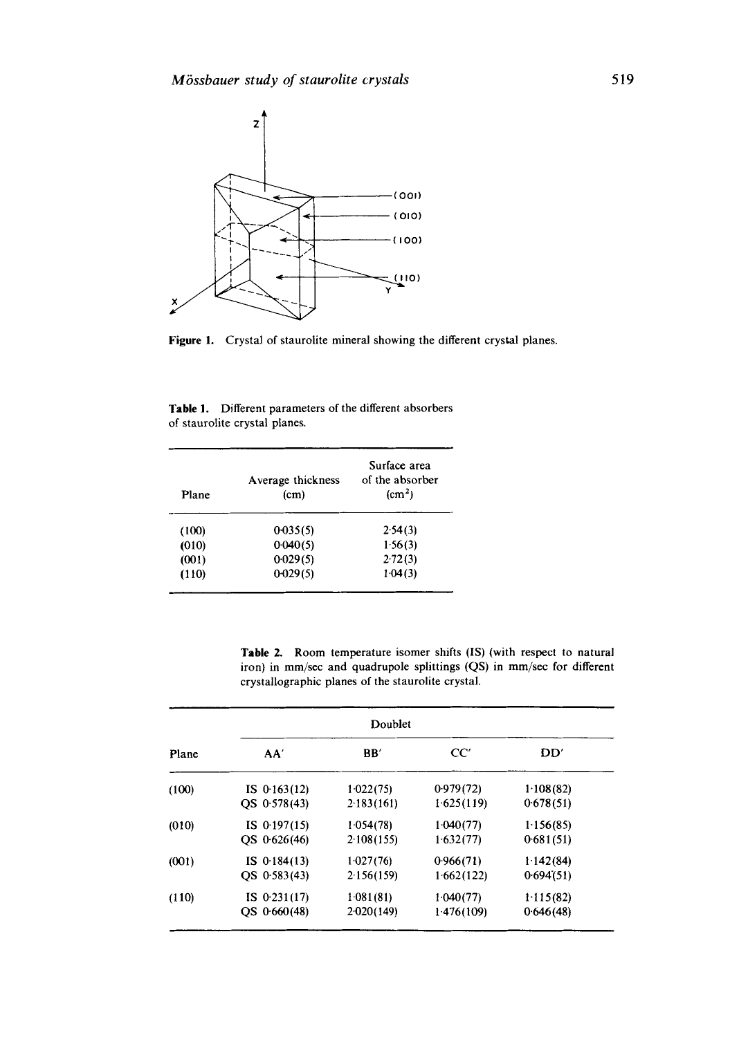Figure 1. Crystal of staurolite mineral showing the different crystal planes.

Table 1. Different parameters of the different absorbers of staurolite crystal planes.

| Plane | Average thickness (cm) | Surface area of the absorber ($cm^2$) |
|---|---|---|
| (100) | 0·035(5) | 2·54(3) |
| (010) | 0·040(5) | 1·56(3) |
| (001) | 0·029(5) | 2·72(3) |
| (110) | 0·029(5) | 1·04(3) |

Table 2. Room temperature isomer shifts (IS) (with respect to natural iron) in mm/sec and quadrupole splittings (QS) in mm/sec for different crystallographic planes of the staurolite crystal.

| Plane | Doublet | | | |
|---|---|---|---|---|
| | AA′ | BB′ | CC′ | DD′ |
| (100) | IS 0·163(12) | 1·022(75) | 0·979(72) | 1·108(82) |
| | QS 0·578(43) | 2·183(161) | 1·625(119) | 0·678(51) |
| (010) | IS 0·197(15) | 1·054(78) | 1·040(77) | 1·156(85) |
| | QS 0·626(46) | 2·108(155) | 1·632(77) | 0·681(51) |
| (001) | IS 0·184(13) | 1·027(76) | 0·966(71) | 1·142(84) |
| | QS 0·583(43) | 2·156(159) | 1·662(122) | 0·694(51) |
| (110) | IS 0·231(17) | 1·081(81) | 1·040(77) | 1·115(82) |
| | QS 0·660(48) | 2·020(149) | 1·476(109) | 0·646(48) |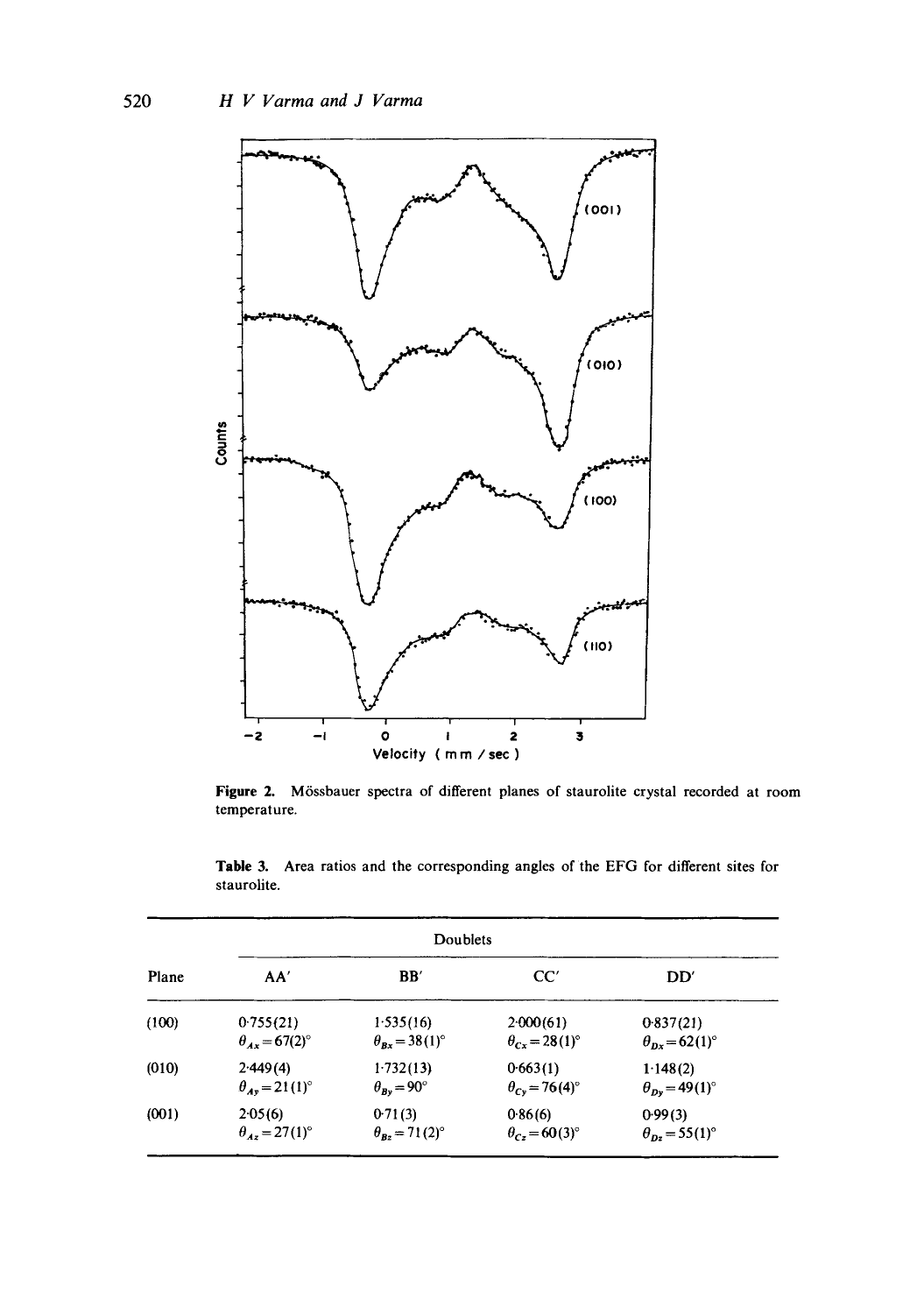**Figure 2.** Mössbauer spectra of different planes of staurolite crystal recorded at room temperature.

**Table 3.** Area ratios and the corresponding angles of the EFG for different sites for staurolite.

| Plane | Doublets | | | |
|---|---|---|---|---|
| | AA′ | BB′ | CC′ | DD′ |
| (100) | 0·755(21) $\theta_{Ax} = 67(2)°$ | 1·535(16) $\theta_{Bx} = 38(1)°$ | 2·000(61) $\theta_{Cx} = 28(1)°$ | 0·837(21) $\theta_{Dx} = 62(1)°$ |
| (010) | 2·449(4) $\theta_{Ay} = 21(1)°$ | 1·732(13) $\theta_{By} = 90°$ | 0·663(1) $\theta_{Cy} = 76(4)°$ | 1·148(2) $\theta_{Dy} = 49(1)°$ |
| (001) | 2·05(6) $\theta_{Az} = 27(1)°$ | 0·71(3) $\theta_{Bz} = 71(2)°$ | 0·86(6) $\theta_{Cz} = 60(3)°$ | 0·99(3) $\theta_{Dz} = 55(1)°$ |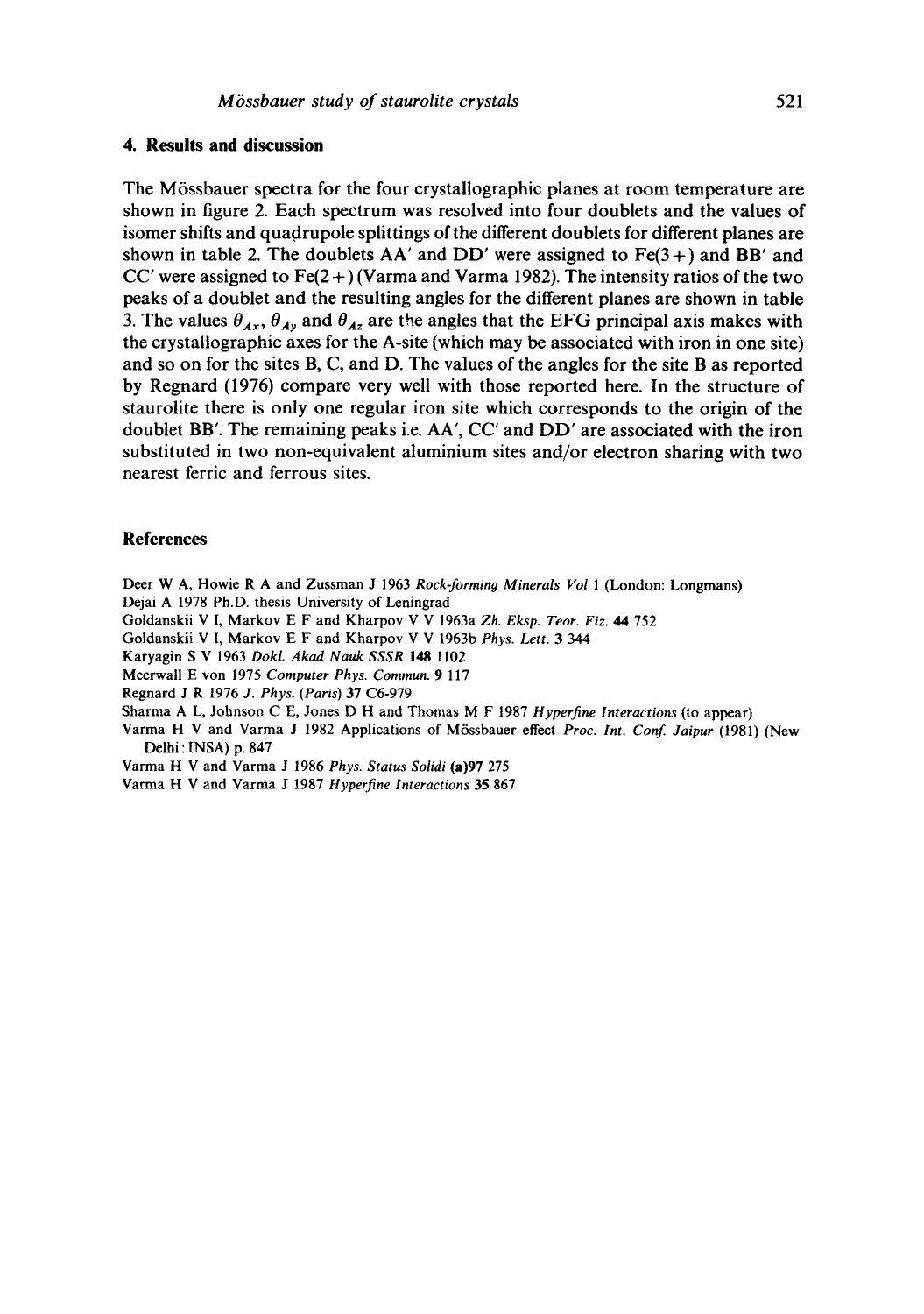## 4. Results and discussion

The Mössbauer spectra for the four crystallographic planes at room temperature are shown in figure 2. Each spectrum was resolved into four doublets and the values of isomer shifts and quadrupole splittings of the different doublets for different planes are shown in table 2. The doublets AA′ and DD′ were assigned to Fe(3+) and BB′ and CC′ were assigned to Fe(2+) (Varma and Varma 1982). The intensity ratios of the two peaks of a doublet and the resulting angles for the different planes are shown in table 3. The values $\theta_{Ax}$, $\theta_{Ay}$ and $\theta_{Az}$ are the angles that the EFG principal axis makes with the crystallographic axes for the A-site (which may be associated with iron in one site) and so on for the sites B, C, and D. The values of the angles for the site B as reported by Regnard (1976) compare very well with those reported here. In the structure of staurolite there is only one regular iron site which corresponds to the origin of the doublet BB′. The remaining peaks i.e. AA′, CC′ and DD′ are associated with the iron substituted in two non-equivalent aluminium sites and/or electron sharing with two nearest ferric and ferrous sites.

## References

Deer W A, Howie R A and Zussman J 1963 *Rock-forming Minerals Vol* 1 (London: Longmans)

Dejai A 1978 Ph.D. thesis University of Leningrad

Goldanskii V I, Markov E F and Kharpov V V 1963a *Zh. Eksp. Teor. Fiz.* **44** 752

Goldanskii V I, Markov E F and Kharpov V V 1963b *Phys. Lett.* **3** 344

Karyagin S V 1963 *Dokl. Akad Nauk SSSR* **148** 1102

Meerwall E von 1975 *Computer Phys. Commun.* **9** 117

Regnard J R 1976 *J. Phys. (Paris)* **37** C6-979

Sharma A L, Johnson C E, Jones D H and Thomas M F 1987 *Hyperfine Interactions* (to appear)

Varma H V and Varma J 1982 Applications of Mössbauer effect *Proc. Int. Conf. Jaipur* (1981) (New Delhi: INSA) p. 847

Varma H V and Varma J 1986 *Phys. Status Solidi* **(a)97** 275

Varma H V and Varma J 1987 *Hyperfine Interactions* **35** 867